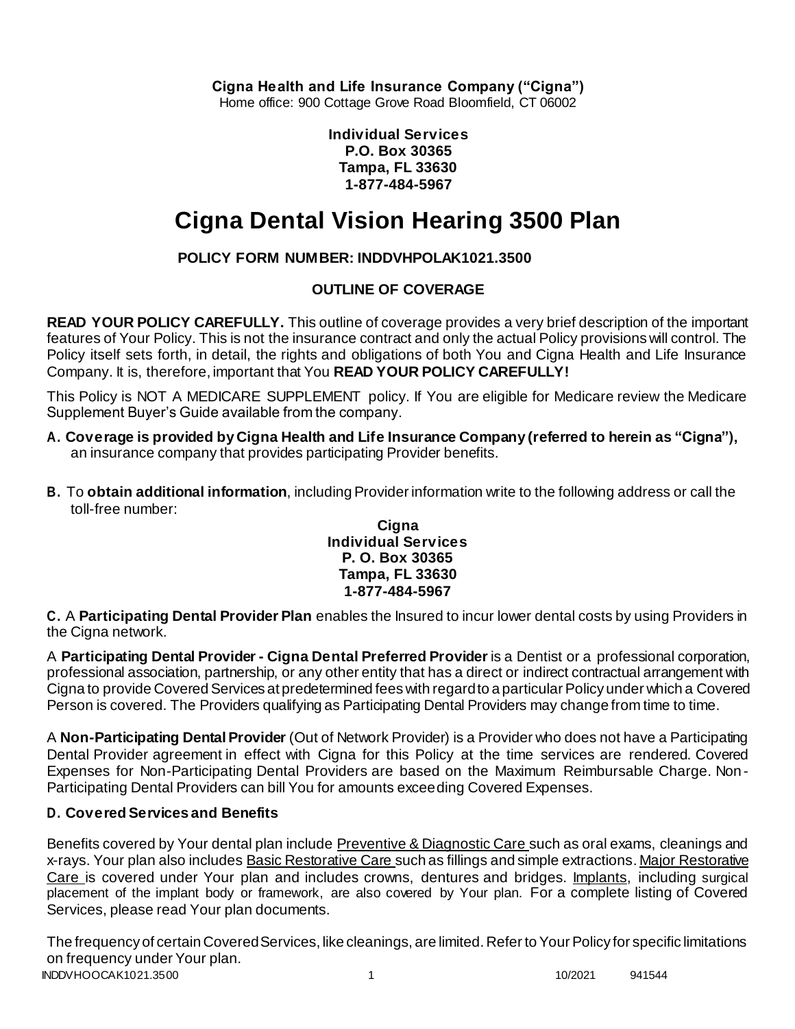**Cigna Health and Life Insurance Company ("Cigna")**
Home office: 900 Cottage Grove Road Bloomfield, CT 06002

**Individual Services**
**P.O. Box 30365**
**Tampa, FL 33630**
**1-877-484-5967**

# Cigna Dental Vision Hearing 3500 Plan

**POLICY FORM NUMBER: INDDVHPOLAK1021.3500**

## OUTLINE OF COVERAGE

**READ YOUR POLICY CAREFULLY.** This outline of coverage provides a very brief description of the important features of Your Policy. This is not the insurance contract and only the actual Policy provisions will control. The Policy itself sets forth, in detail, the rights and obligations of both You and Cigna Health and Life Insurance Company. It is, therefore, important that You **READ YOUR POLICY CAREFULLY!**

This Policy is NOT A MEDICARE SUPPLEMENT policy. If You are eligible for Medicare review the Medicare Supplement Buyer's Guide available from the company.

**A. Coverage is provided by Cigna Health and Life Insurance Company (referred to herein as "Cigna"),** an insurance company that provides participating Provider benefits.

**B.** To **obtain additional information**, including Provider information write to the following address or call the toll-free number:

**Cigna**
**Individual Services**
**P. O. Box 30365**
**Tampa, FL 33630**
**1-877-484-5967**

**C.** A **Participating Dental Provider Plan** enables the Insured to incur lower dental costs by using Providers in the Cigna network.

A **Participating Dental Provider - Cigna Dental Preferred Provider** is a Dentist or a professional corporation, professional association, partnership, or any other entity that has a direct or indirect contractual arrangement with Cigna to provide Covered Services at predetermined fees with regard to a particular Policy under which a Covered Person is covered. The Providers qualifying as Participating Dental Providers may change from time to time.

A **Non-Participating Dental Provider** (Out of Network Provider) is a Provider who does not have a Participating Dental Provider agreement in effect with Cigna for this Policy at the time services are rendered. Covered Expenses for Non-Participating Dental Providers are based on the Maximum Reimbursable Charge. Non-Participating Dental Providers can bill You for amounts exceeding Covered Expenses.

### D. Covered Services and Benefits

Benefits covered by Your dental plan include Preventive & Diagnostic Care such as oral exams, cleanings and x-rays. Your plan also includes Basic Restorative Care such as fillings and simple extractions. Major Restorative Care is covered under Your plan and includes crowns, dentures and bridges. Implants, including surgical placement of the implant body or framework, are also covered by Your plan. For a complete listing of Covered Services, please read Your plan documents.

The frequency of certain Covered Services, like cleanings, are limited. Refer to Your Policy for specific limitations on frequency under Your plan.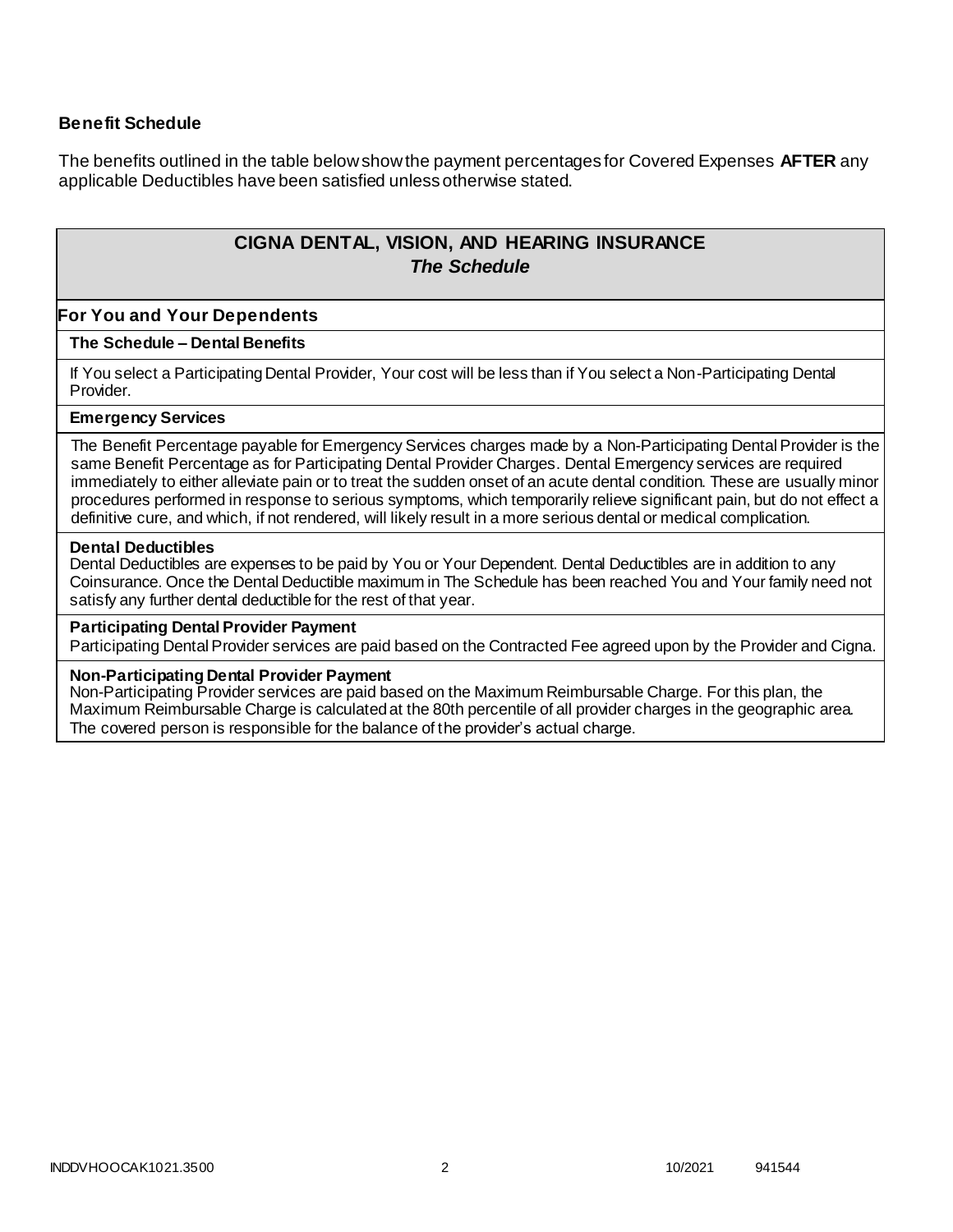**Benefit Schedule**

The benefits outlined in the table below show the payment percentages for Covered Expenses **AFTER** any applicable Deductibles have been satisfied unless otherwise stated.

## CIGNA DENTAL, VISION, AND HEARING INSURANCE
### *The Schedule*

**For You and Your Dependents**

**The Schedule – Dental Benefits**

If You select a Participating Dental Provider, Your cost will be less than if You select a Non-Participating Dental Provider.

**Emergency Services**

The Benefit Percentage payable for Emergency Services charges made by a Non-Participating Dental Provider is the same Benefit Percentage as for Participating Dental Provider Charges. Dental Emergency services are required immediately to either alleviate pain or to treat the sudden onset of an acute dental condition. These are usually minor procedures performed in response to serious symptoms, which temporarily relieve significant pain, but do not effect a definitive cure, and which, if not rendered, will likely result in a more serious dental or medical complication.

**Dental Deductibles**
Dental Deductibles are expenses to be paid by You or Your Dependent. Dental Deductibles are in addition to any Coinsurance. Once the Dental Deductible maximum in The Schedule has been reached You and Your family need not satisfy any further dental deductible for the rest of that year.

**Participating Dental Provider Payment**
Participating Dental Provider services are paid based on the Contracted Fee agreed upon by the Provider and Cigna.

**Non-Participating Dental Provider Payment**
Non-Participating Provider services are paid based on the Maximum Reimbursable Charge. For this plan, the Maximum Reimbursable Charge is calculated at the 80th percentile of all provider charges in the geographic area. The covered person is responsible for the balance of the provider's actual charge.

INDDVHOOCAK1021.3500 10/2021 941544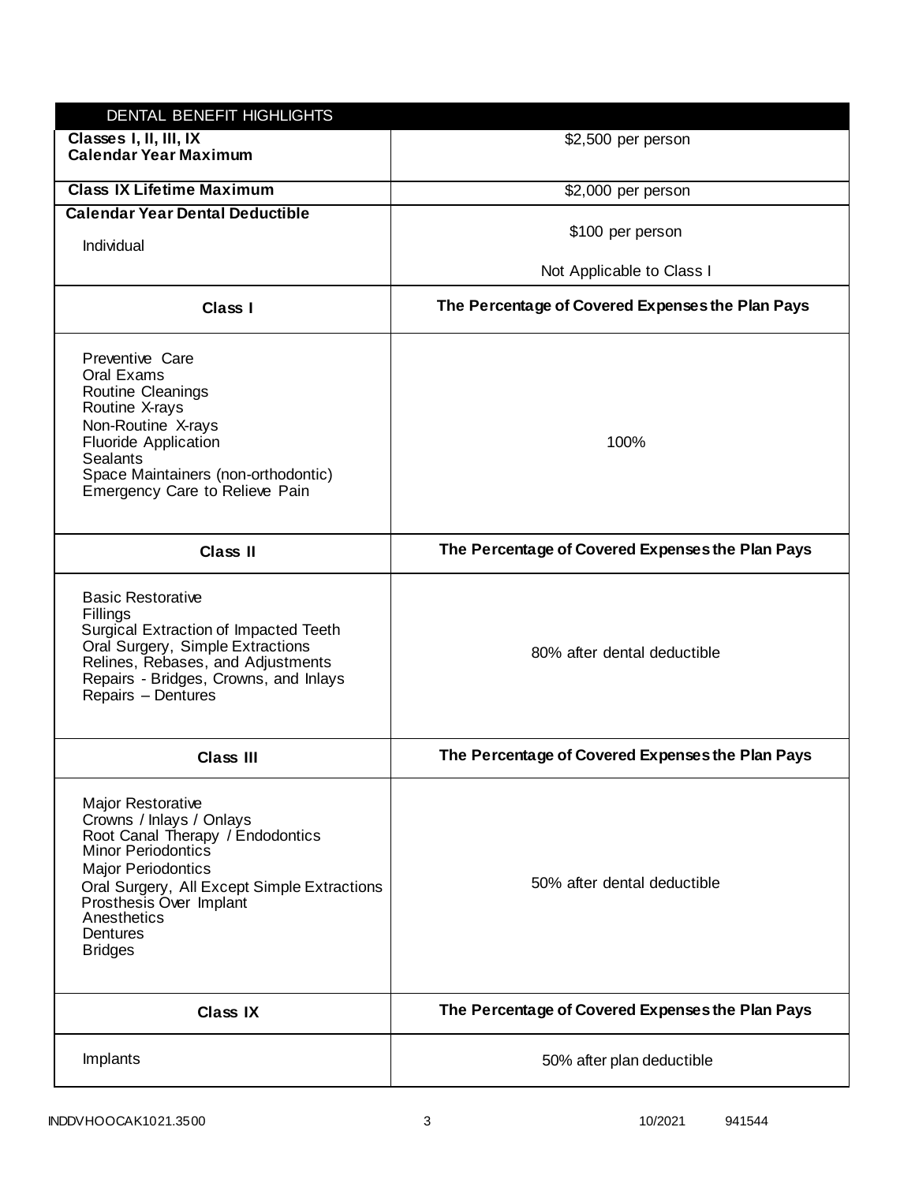| DENTAL BENEFIT HIGHLIGHTS | |
| --- | --- |
| **Classes I, II, III, IX Calendar Year Maximum** | $2,500 per person |
| **Class IX Lifetime Maximum** | $2,000 per person |
| **Calendar Year Dental Deductible**<br>Individual | $100 per person<br><br>Not Applicable to Class I |
| **Class I** | **The Percentage of Covered Expenses the Plan Pays** |
| Preventive Care<br>Oral Exams<br>Routine Cleanings<br>Routine X-rays<br>Non-Routine X-rays<br>Fluoride Application<br>Sealants<br>Space Maintainers (non-orthodontic)<br>Emergency Care to Relieve Pain | 100% |
| **Class II** | **The Percentage of Covered Expenses the Plan Pays** |
| Basic Restorative<br>Fillings<br>Surgical Extraction of Impacted Teeth<br>Oral Surgery, Simple Extractions<br>Relines, Rebases, and Adjustments<br>Repairs - Bridges, Crowns, and Inlays<br>Repairs – Dentures | 80% after dental deductible |
| **Class III** | **The Percentage of Covered Expenses the Plan Pays** |
| Major Restorative<br>Crowns / Inlays / Onlays<br>Root Canal Therapy / Endodontics<br>Minor Periodontics<br>Major Periodontics<br>Oral Surgery, All Except Simple Extractions<br>Prosthesis Over Implant<br>Anesthetics<br>Dentures<br>Bridges | 50% after dental deductible |
| **Class IX** | **The Percentage of Covered Expenses the Plan Pays** |
| Implants | 50% after plan deductible |

INDDVHOOCAK1021.3500 10/2021 941544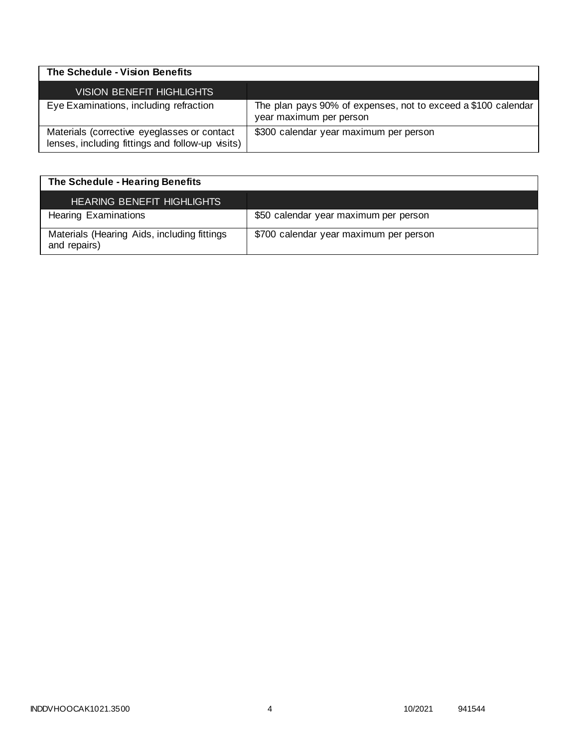| The Schedule - Vision Benefits | |
|---|---|
| VISION BENEFIT HIGHLIGHTS | |
| Eye Examinations, including refraction | The plan pays 90% of expenses, not to exceed a $100 calendar year maximum per person |
| Materials (corrective eyeglasses or contact lenses, including fittings and follow-up visits) | $300 calendar year maximum per person |

| The Schedule - Hearing Benefits | |
|---|---|
| HEARING BENEFIT HIGHLIGHTS | |
| Hearing Examinations | $50 calendar year maximum per person |
| Materials (Hearing Aids, including fittings and repairs) | $700 calendar year maximum per person |

INDDVHOOCAK1021.3500 10/2021 941544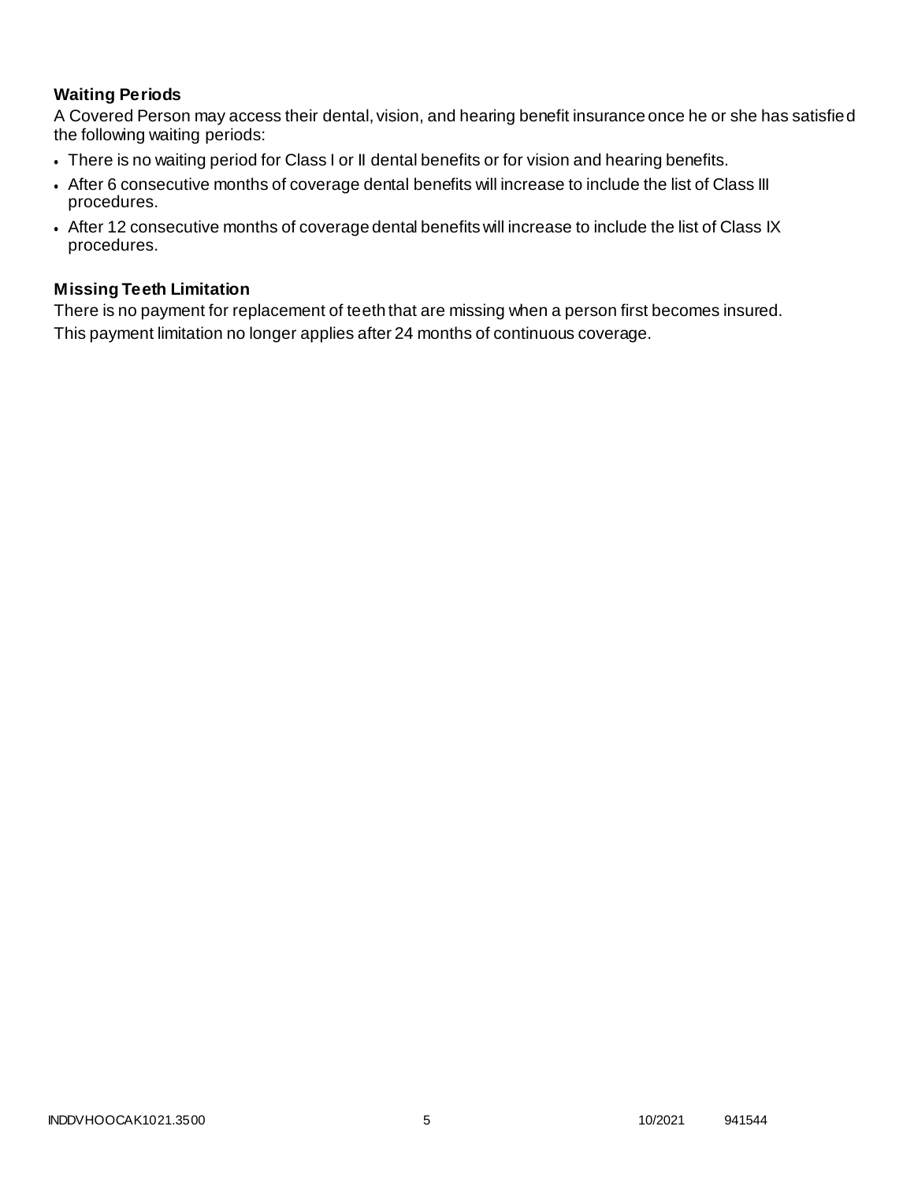### Waiting Periods

A Covered Person may access their dental, vision, and hearing benefit insurance once he or she has satisfied the following waiting periods:

- There is no waiting period for Class I or II dental benefits or for vision and hearing benefits.
- After 6 consecutive months of coverage dental benefits will increase to include the list of Class III procedures.
- After 12 consecutive months of coverage dental benefits will increase to include the list of Class IX procedures.

### Missing Teeth Limitation

There is no payment for replacement of teeth that are missing when a person first becomes insured.

This payment limitation no longer applies after 24 months of continuous coverage.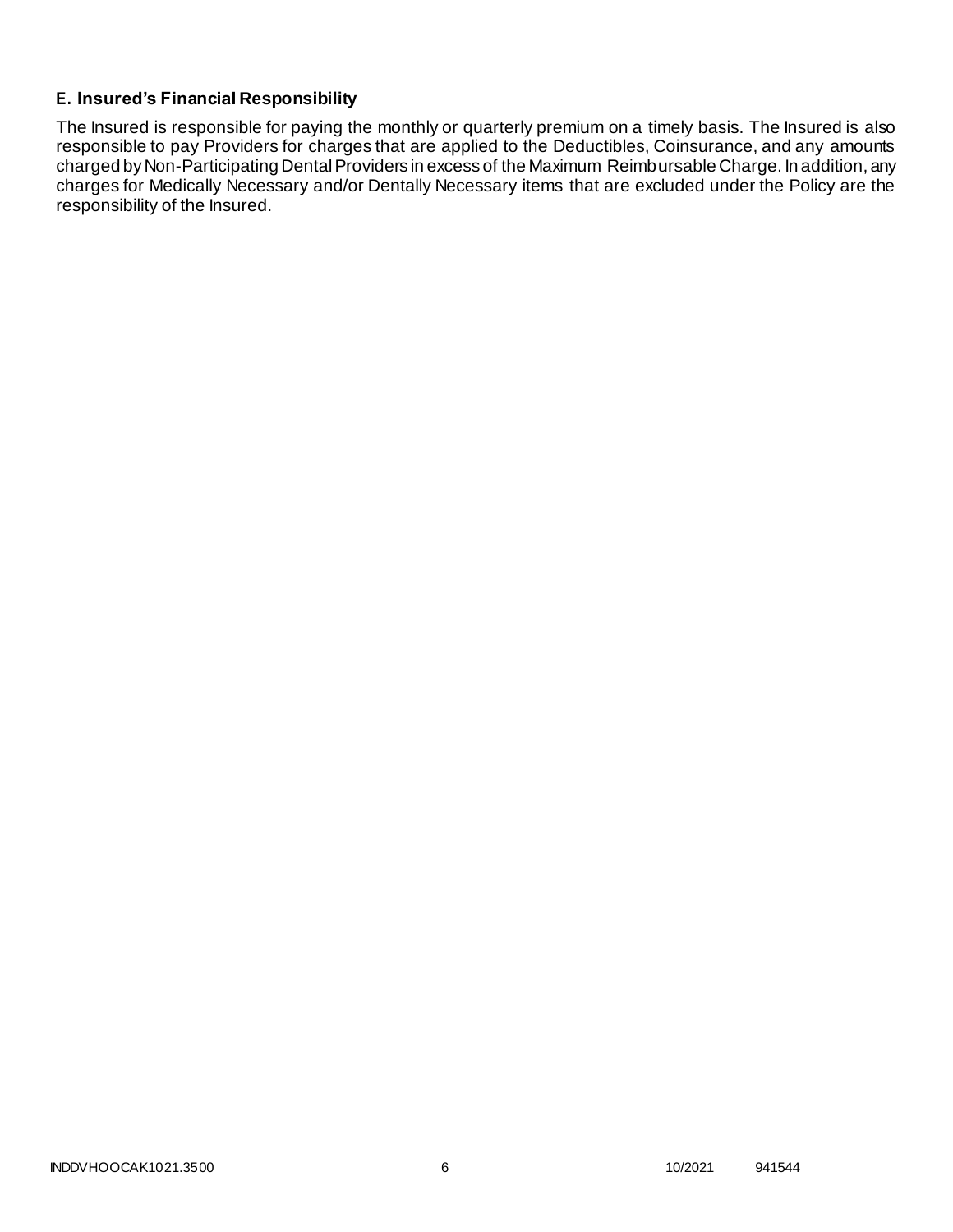### E. Insured's Financial Responsibility

The Insured is responsible for paying the monthly or quarterly premium on a timely basis. The Insured is also responsible to pay Providers for charges that are applied to the Deductibles, Coinsurance, and any amounts charged by Non-Participating Dental Providers in excess of the Maximum Reimbursable Charge. In addition, any charges for Medically Necessary and/or Dentally Necessary items that are excluded under the Policy are the responsibility of the Insured.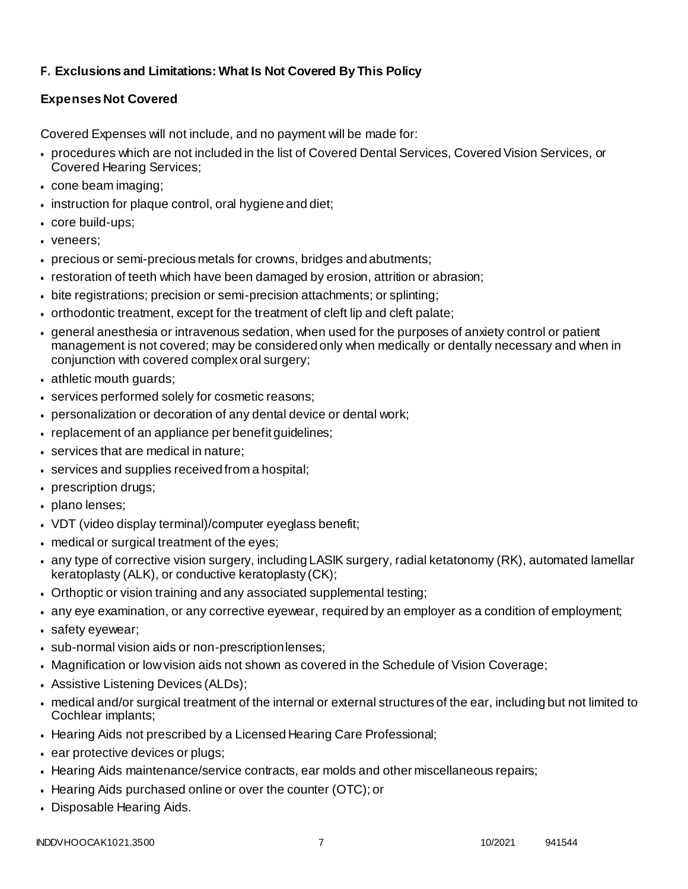**F. Exclusions and Limitations: What Is Not Covered By This Policy**

**Expenses Not Covered**

Covered Expenses will not include, and no payment will be made for:

- procedures which are not included in the list of Covered Dental Services, Covered Vision Services, or Covered Hearing Services;
- cone beam imaging;
- instruction for plaque control, oral hygiene and diet;
- core build-ups;
- veneers;
- precious or semi-precious metals for crowns, bridges and abutments;
- restoration of teeth which have been damaged by erosion, attrition or abrasion;
- bite registrations; precision or semi-precision attachments; or splinting;
- orthodontic treatment, except for the treatment of cleft lip and cleft palate;
- general anesthesia or intravenous sedation, when used for the purposes of anxiety control or patient management is not covered; may be considered only when medically or dentally necessary and when in conjunction with covered complex oral surgery;
- athletic mouth guards;
- services performed solely for cosmetic reasons;
- personalization or decoration of any dental device or dental work;
- replacement of an appliance per benefit guidelines;
- services that are medical in nature;
- services and supplies received from a hospital;
- prescription drugs;
- plano lenses;
- VDT (video display terminal)/computer eyeglass benefit;
- medical or surgical treatment of the eyes;
- any type of corrective vision surgery, including LASIK surgery, radial ketatonomy (RK), automated lamellar keratoplasty (ALK), or conductive keratoplasty (CK);
- Orthoptic or vision training and any associated supplemental testing;
- any eye examination, or any corrective eyewear, required by an employer as a condition of employment;
- safety eyewear;
- sub-normal vision aids or non-prescription lenses;
- Magnification or low vision aids not shown as covered in the Schedule of Vision Coverage;
- Assistive Listening Devices (ALDs);
- medical and/or surgical treatment of the internal or external structures of the ear, including but not limited to Cochlear implants;
- Hearing Aids not prescribed by a Licensed Hearing Care Professional;
- ear protective devices or plugs;
- Hearing Aids maintenance/service contracts, ear molds and other miscellaneous repairs;
- Hearing Aids purchased online or over the counter (OTC); or
- Disposable Hearing Aids.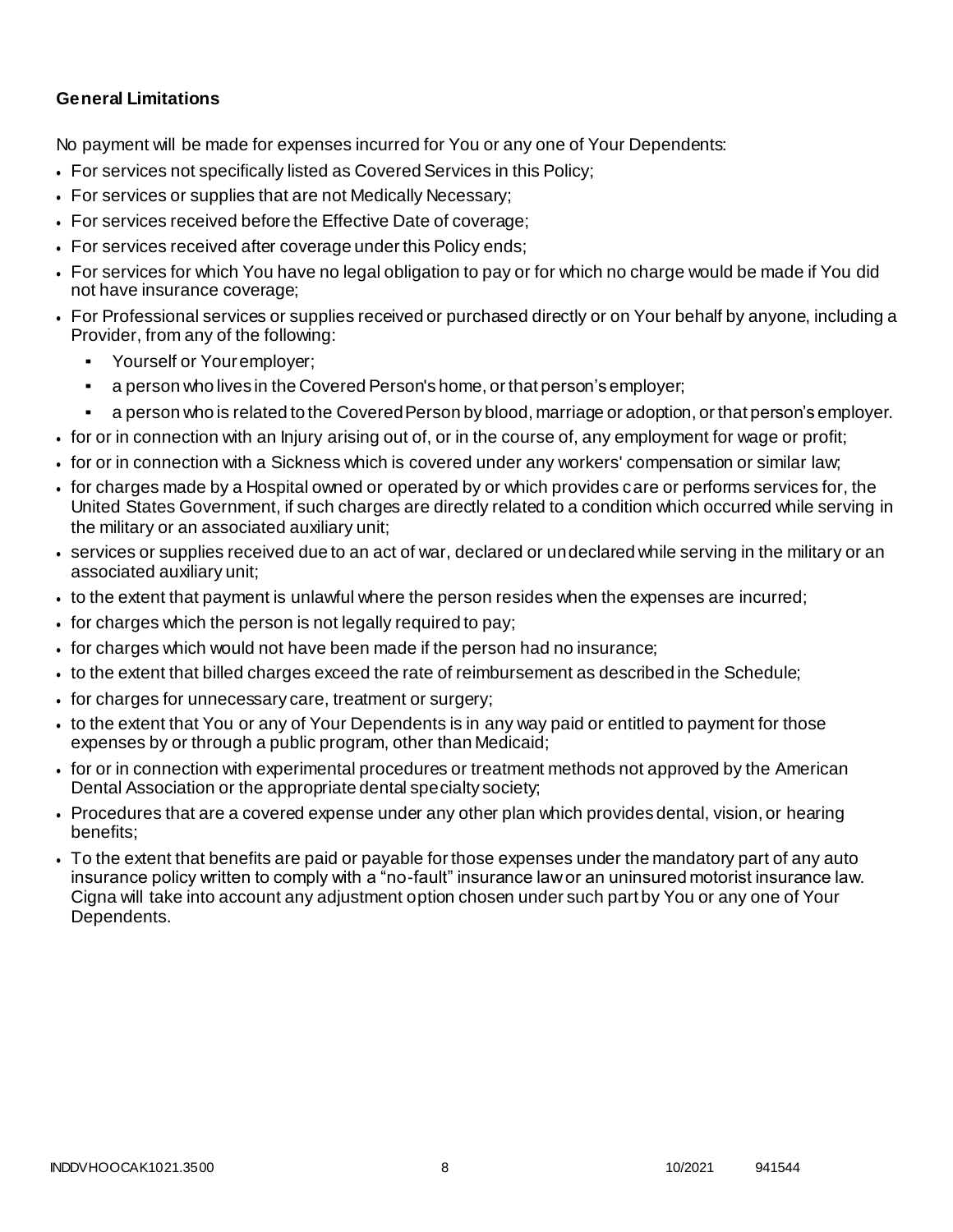**General Limitations**

No payment will be made for expenses incurred for You or any one of Your Dependents:

- For services not specifically listed as Covered Services in this Policy;
- For services or supplies that are not Medically Necessary;
- For services received before the Effective Date of coverage;
- For services received after coverage under this Policy ends;
- For services for which You have no legal obligation to pay or for which no charge would be made if You did not have insurance coverage;
- For Professional services or supplies received or purchased directly or on Your behalf by anyone, including a Provider, from any of the following:
  - Yourself or Your employer;
  - a person who lives in the Covered Person's home, or that person's employer;
  - a person who is related to the Covered Person by blood, marriage or adoption, or that person's employer.
- for or in connection with an Injury arising out of, or in the course of, any employment for wage or profit;
- for or in connection with a Sickness which is covered under any workers' compensation or similar law;
- for charges made by a Hospital owned or operated by or which provides care or performs services for, the United States Government, if such charges are directly related to a condition which occurred while serving in the military or an associated auxiliary unit;
- services or supplies received due to an act of war, declared or undeclared while serving in the military or an associated auxiliary unit;
- to the extent that payment is unlawful where the person resides when the expenses are incurred;
- for charges which the person is not legally required to pay;
- for charges which would not have been made if the person had no insurance;
- to the extent that billed charges exceed the rate of reimbursement as described in the Schedule;
- for charges for unnecessary care, treatment or surgery;
- to the extent that You or any of Your Dependents is in any way paid or entitled to payment for those expenses by or through a public program, other than Medicaid;
- for or in connection with experimental procedures or treatment methods not approved by the American Dental Association or the appropriate dental specialty society;
- Procedures that are a covered expense under any other plan which provides dental, vision, or hearing benefits;
- To the extent that benefits are paid or payable for those expenses under the mandatory part of any auto insurance policy written to comply with a "no-fault" insurance law or an uninsured motorist insurance law. Cigna will take into account any adjustment option chosen under such part by You or any one of Your Dependents.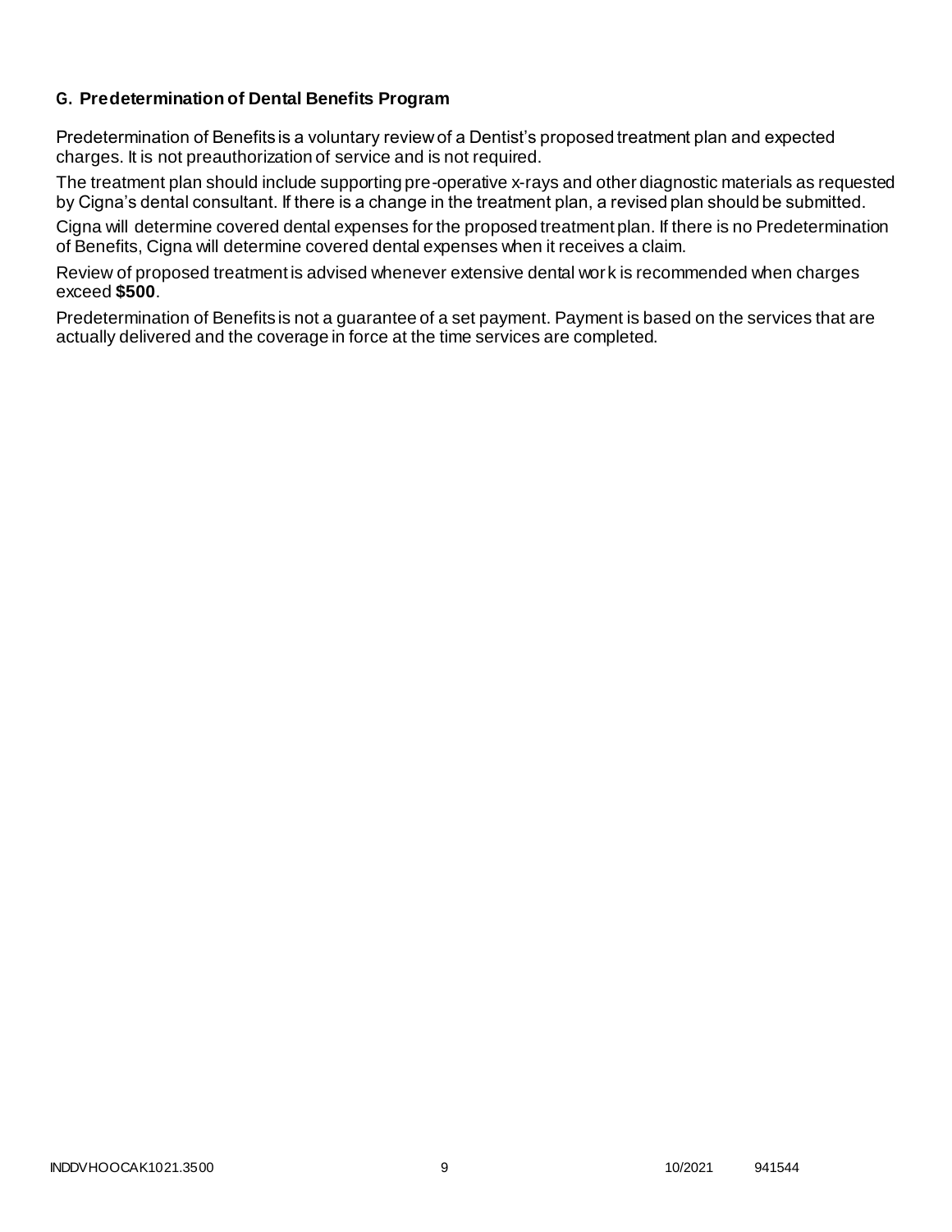### G. Predetermination of Dental Benefits Program

Predetermination of Benefits is a voluntary review of a Dentist's proposed treatment plan and expected charges. It is not preauthorization of service and is not required.

The treatment plan should include supporting pre-operative x-rays and other diagnostic materials as requested by Cigna's dental consultant. If there is a change in the treatment plan, a revised plan should be submitted.

Cigna will determine covered dental expenses for the proposed treatment plan. If there is no Predetermination of Benefits, Cigna will determine covered dental expenses when it receives a claim.

Review of proposed treatment is advised whenever extensive dental work is recommended when charges exceed **$500**.

Predetermination of Benefits is not a guarantee of a set payment. Payment is based on the services that are actually delivered and the coverage in force at the time services are completed.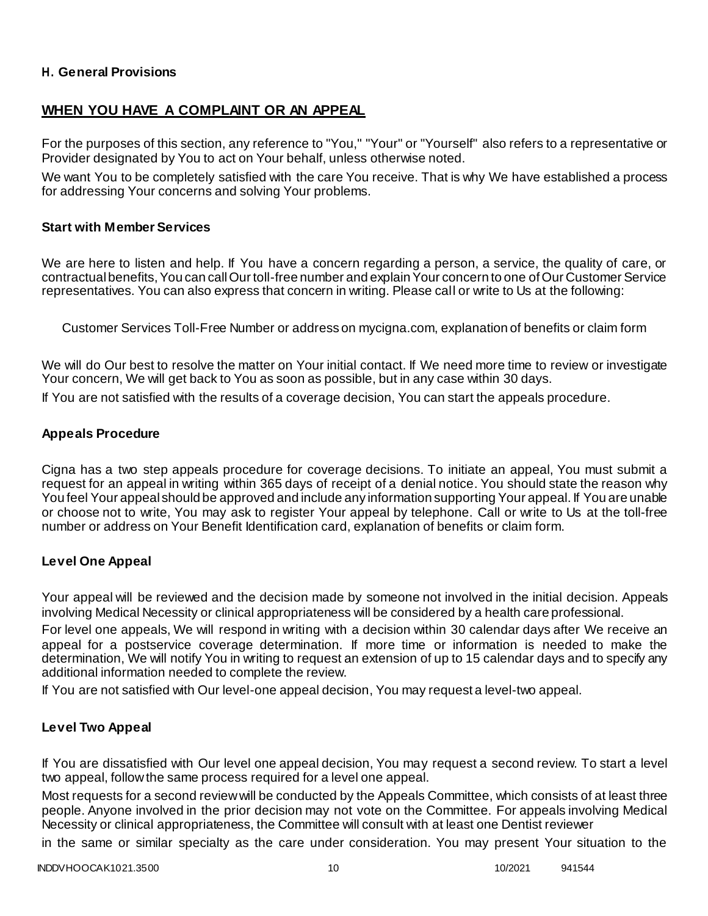### H. General Provisions

## WHEN YOU HAVE A COMPLAINT OR AN APPEAL

For the purposes of this section, any reference to "You," "Your" or "Yourself" also refers to a representative or Provider designated by You to act on Your behalf, unless otherwise noted.

We want You to be completely satisfied with the care You receive. That is why We have established a process for addressing Your concerns and solving Your problems.

### Start with Member Services

We are here to listen and help. If You have a concern regarding a person, a service, the quality of care, or contractual benefits, You can call Our toll-free number and explain Your concern to one of Our Customer Service representatives. You can also express that concern in writing. Please call or write to Us at the following:

Customer Services Toll-Free Number or address on mycigna.com, explanation of benefits or claim form

We will do Our best to resolve the matter on Your initial contact. If We need more time to review or investigate Your concern, We will get back to You as soon as possible, but in any case within 30 days.

If You are not satisfied with the results of a coverage decision, You can start the appeals procedure.

### Appeals Procedure

Cigna has a two step appeals procedure for coverage decisions. To initiate an appeal, You must submit a request for an appeal in writing within 365 days of receipt of a denial notice. You should state the reason why You feel Your appeal should be approved and include any information supporting Your appeal. If You are unable or choose not to write, You may ask to register Your appeal by telephone. Call or write to Us at the toll-free number or address on Your Benefit Identification card, explanation of benefits or claim form.

### Level One Appeal

Your appeal will be reviewed and the decision made by someone not involved in the initial decision. Appeals involving Medical Necessity or clinical appropriateness will be considered by a health care professional.

For level one appeals, We will respond in writing with a decision within 30 calendar days after We receive an appeal for a postservice coverage determination. If more time or information is needed to make the determination, We will notify You in writing to request an extension of up to 15 calendar days and to specify any additional information needed to complete the review.

If You are not satisfied with Our level-one appeal decision, You may request a level-two appeal.

### Level Two Appeal

If You are dissatisfied with Our level one appeal decision, You may request a second review. To start a level two appeal, follow the same process required for a level one appeal.

Most requests for a second review will be conducted by the Appeals Committee, which consists of at least three people. Anyone involved in the prior decision may not vote on the Committee. For appeals involving Medical Necessity or clinical appropriateness, the Committee will consult with at least one Dentist reviewer in the same or similar specialty as the care under consideration. You may present Your situation to the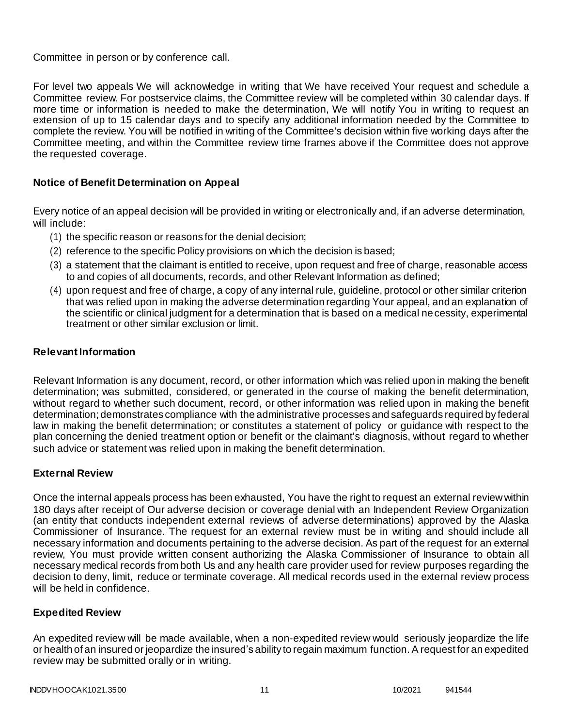Committee in person or by conference call.

For level two appeals We will acknowledge in writing that We have received Your request and schedule a Committee review. For postservice claims, the Committee review will be completed within 30 calendar days. If more time or information is needed to make the determination, We will notify You in writing to request an extension of up to 15 calendar days and to specify any additional information needed by the Committee to complete the review. You will be notified in writing of the Committee's decision within five working days after the Committee meeting, and within the Committee review time frames above if the Committee does not approve the requested coverage.

**Notice of Benefit Determination on Appeal**

Every notice of an appeal decision will be provided in writing or electronically and, if an adverse determination, will include:

(1) the specific reason or reasons for the denial decision;
(2) reference to the specific Policy provisions on which the decision is based;
(3) a statement that the claimant is entitled to receive, upon request and free of charge, reasonable access to and copies of all documents, records, and other Relevant Information as defined;
(4) upon request and free of charge, a copy of any internal rule, guideline, protocol or other similar criterion that was relied upon in making the adverse determination regarding Your appeal, and an explanation of the scientific or clinical judgment for a determination that is based on a medical necessity, experimental treatment or other similar exclusion or limit.

**Relevant Information**

Relevant Information is any document, record, or other information which was relied upon in making the benefit determination; was submitted, considered, or generated in the course of making the benefit determination, without regard to whether such document, record, or other information was relied upon in making the benefit determination; demonstrates compliance with the administrative processes and safeguards required by federal law in making the benefit determination; or constitutes a statement of policy or guidance with respect to the plan concerning the denied treatment option or benefit or the claimant's diagnosis, without regard to whether such advice or statement was relied upon in making the benefit determination.

**External Review**

Once the internal appeals process has been exhausted, You have the right to request an external review within 180 days after receipt of Our adverse decision or coverage denial with an Independent Review Organization (an entity that conducts independent external reviews of adverse determinations) approved by the Alaska Commissioner of Insurance. The request for an external review must be in writing and should include all necessary information and documents pertaining to the adverse decision. As part of the request for an external review, You must provide written consent authorizing the Alaska Commissioner of Insurance to obtain all necessary medical records from both Us and any health care provider used for review purposes regarding the decision to deny, limit, reduce or terminate coverage. All medical records used in the external review process will be held in confidence.

**Expedited Review**

An expedited review will be made available, when a non-expedited review would seriously jeopardize the life or health of an insured or jeopardize the insured's ability to regain maximum function. A request for an expedited review may be submitted orally or in writing.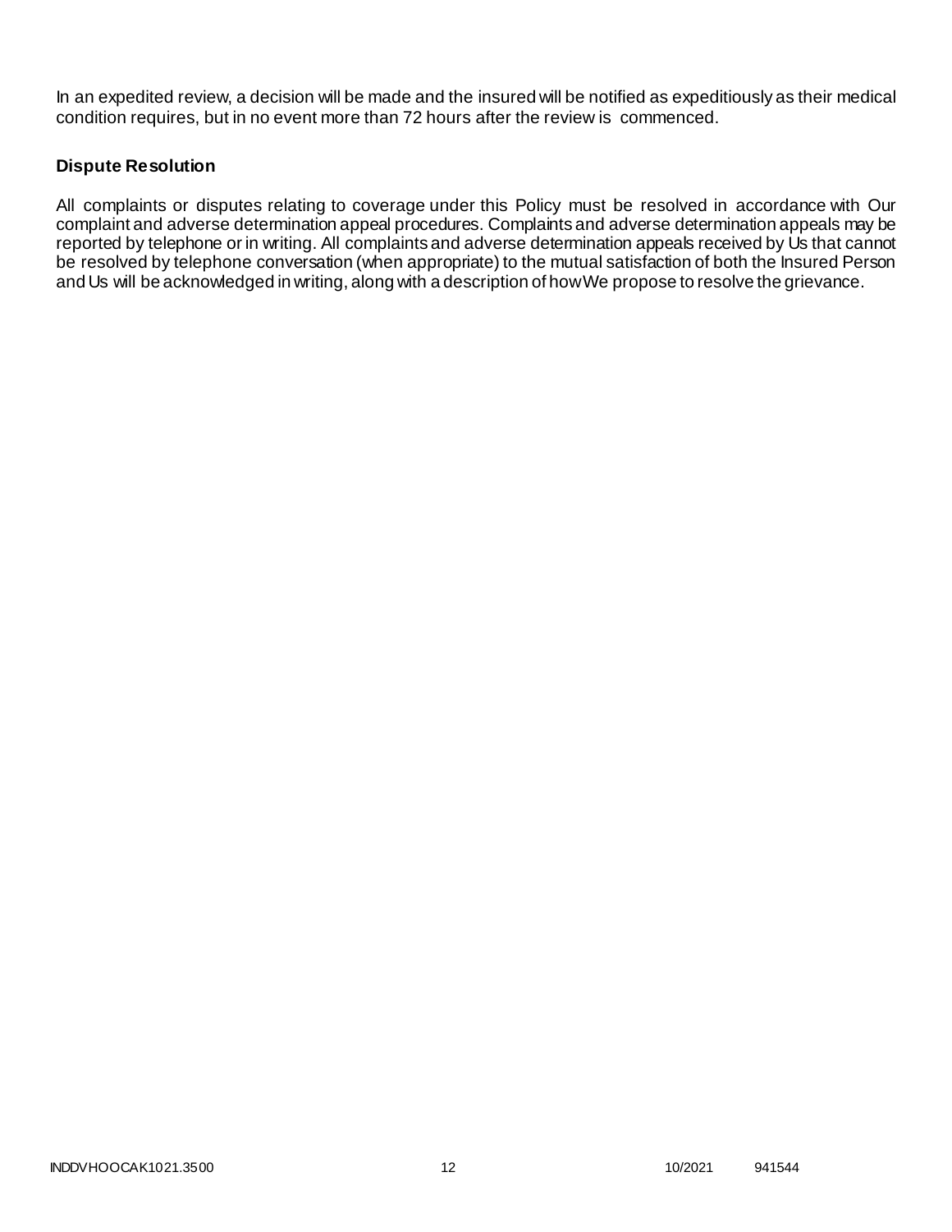In an expedited review, a decision will be made and the insured will be notified as expeditiously as their medical condition requires, but in no event more than 72 hours after the review is commenced.

### Dispute Resolution

All complaints or disputes relating to coverage under this Policy must be resolved in accordance with Our complaint and adverse determination appeal procedures. Complaints and adverse determination appeals may be reported by telephone or in writing. All complaints and adverse determination appeals received by Us that cannot be resolved by telephone conversation (when appropriate) to the mutual satisfaction of both the Insured Person and Us will be acknowledged in writing, along with a description of how We propose to resolve the grievance.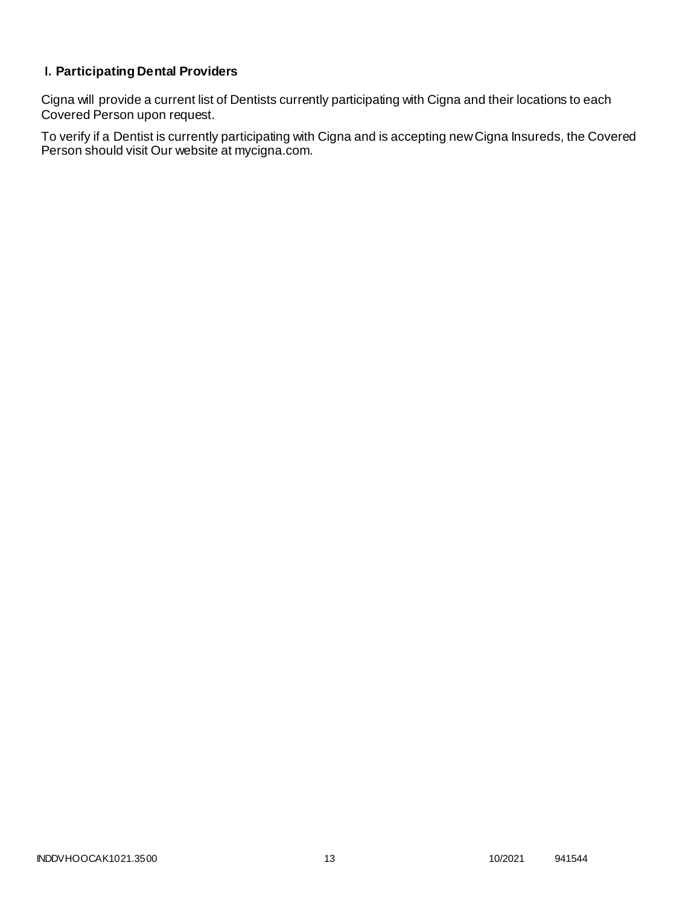## I. Participating Dental Providers

Cigna will provide a current list of Dentists currently participating with Cigna and their locations to each Covered Person upon request.

To verify if a Dentist is currently participating with Cigna and is accepting new Cigna Insureds, the Covered Person should visit Our website at mycigna.com.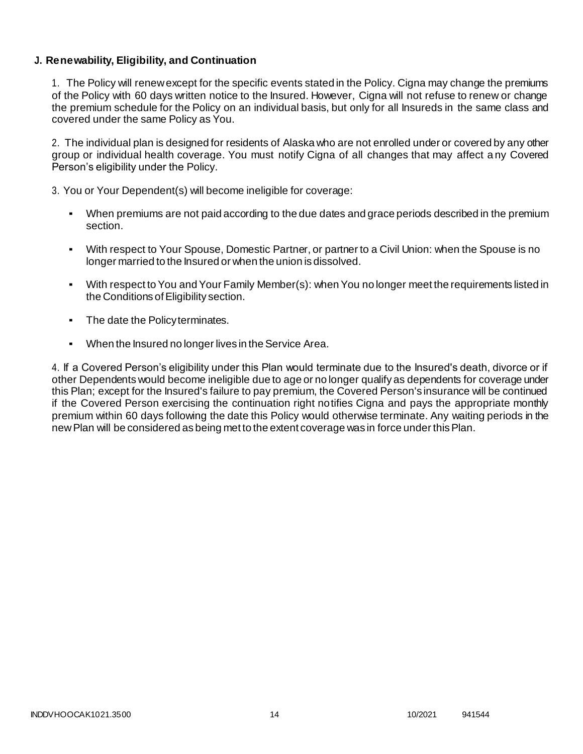### J. Renewability, Eligibility, and Continuation

1. The Policy will renew except for the specific events stated in the Policy. Cigna may change the premiums of the Policy with 60 days written notice to the Insured. However, Cigna will not refuse to renew or change the premium schedule for the Policy on an individual basis, but only for all Insureds in the same class and covered under the same Policy as You.

2. The individual plan is designed for residents of Alaska who are not enrolled under or covered by any other group or individual health coverage. You must notify Cigna of all changes that may affect any Covered Person's eligibility under the Policy.

3. You or Your Dependent(s) will become ineligible for coverage:

- When premiums are not paid according to the due dates and grace periods described in the premium section.
- With respect to Your Spouse, Domestic Partner, or partner to a Civil Union: when the Spouse is no longer married to the Insured or when the union is dissolved.
- With respect to You and Your Family Member(s): when You no longer meet the requirements listed in the Conditions of Eligibility section.
- The date the Policy terminates.
- When the Insured no longer lives in the Service Area.

4. If a Covered Person's eligibility under this Plan would terminate due to the Insured's death, divorce or if other Dependents would become ineligible due to age or no longer qualify as dependents for coverage under this Plan; except for the Insured's failure to pay premium, the Covered Person's insurance will be continued if the Covered Person exercising the continuation right notifies Cigna and pays the appropriate monthly premium within 60 days following the date this Policy would otherwise terminate. Any waiting periods in the new Plan will be considered as being met to the extent coverage was in force under this Plan.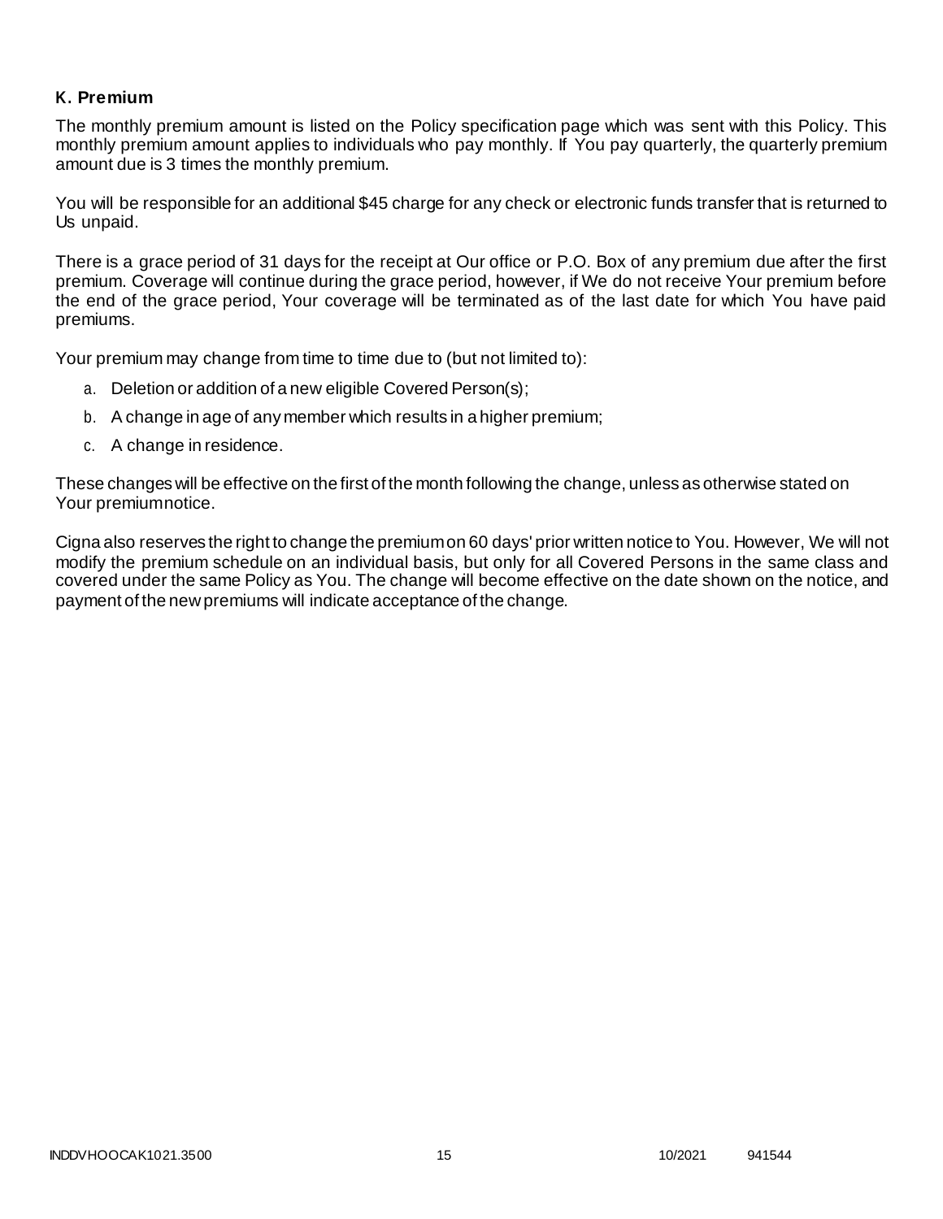### K. Premium

The monthly premium amount is listed on the Policy specification page which was sent with this Policy. This monthly premium amount applies to individuals who pay monthly. If You pay quarterly, the quarterly premium amount due is 3 times the monthly premium.

You will be responsible for an additional $45 charge for any check or electronic funds transfer that is returned to Us unpaid.

There is a grace period of 31 days for the receipt at Our office or P.O. Box of any premium due after the first premium. Coverage will continue during the grace period, however, if We do not receive Your premium before the end of the grace period, Your coverage will be terminated as of the last date for which You have paid premiums.

Your premium may change from time to time due to (but not limited to):

a. Deletion or addition of a new eligible Covered Person(s);
b. A change in age of any member which results in a higher premium;
c. A change in residence.

These changes will be effective on the first of the month following the change, unless as otherwise stated on Your premium notice.

Cigna also reserves the right to change the premium on 60 days' prior written notice to You. However, We will not modify the premium schedule on an individual basis, but only for all Covered Persons in the same class and covered under the same Policy as You. The change will become effective on the date shown on the notice, and payment of the new premiums will indicate acceptance of the change.